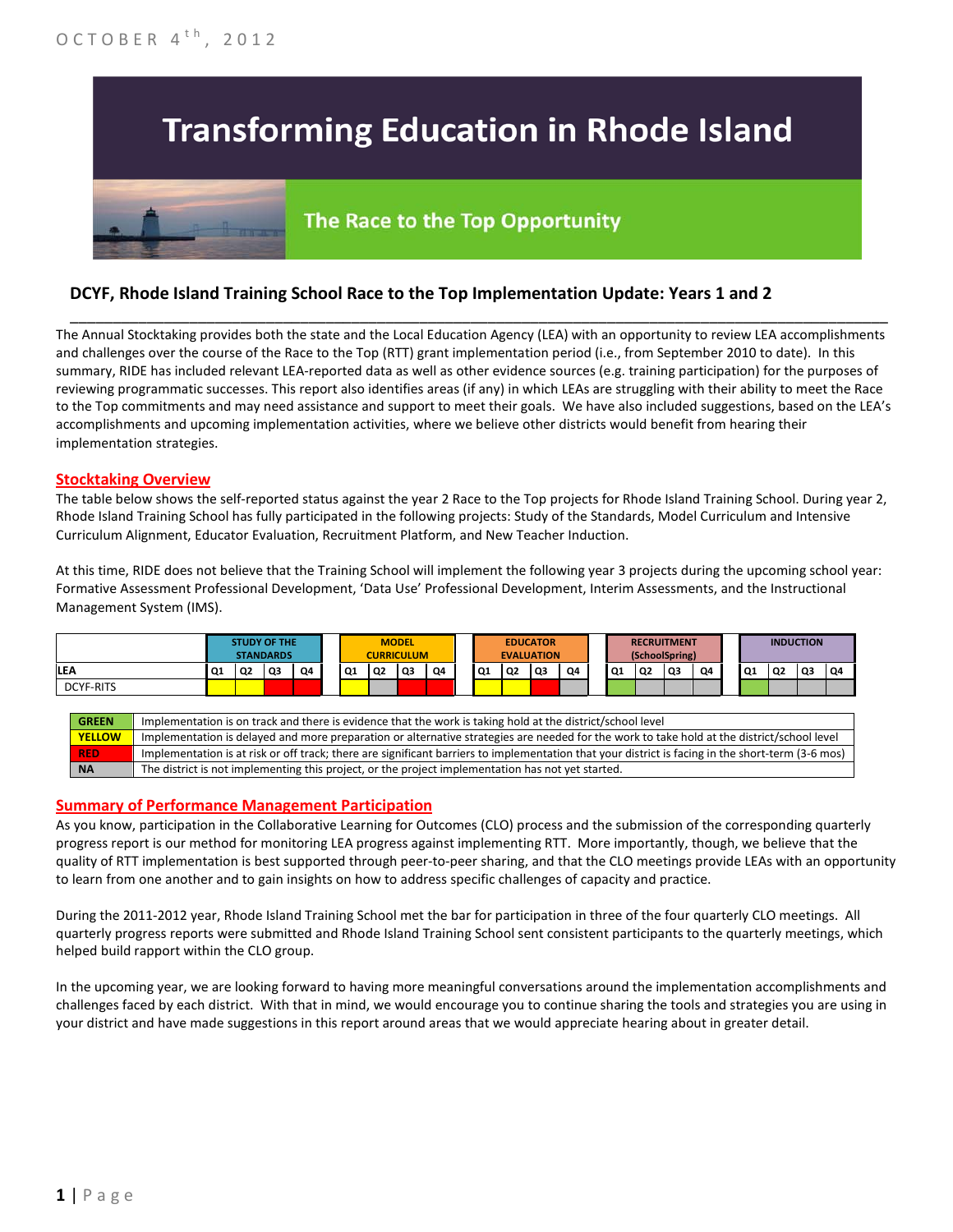OCTOBER 4th, 2012

# Transforming Education in Rhode Island

## The Race to the Top Opportunity

### DCYF, Rhode Island Training School Race to the Top Implementation Update: Years 1 and 2

The Annual Stocktaking provides both the state and the Local Education Agency (LEA) with an opportunity to review LEA accomplishments and challenges over the course of the Race to the Top (RTT) grant implementation period (i.e., from September 2010 to date). In this summary, RIDE has included relevant LEA-reported data as well as other evidence sources (e.g. training participation) for the purposes of reviewing programmatic successes. This report also identifies areas (if any) in which LEAs are struggling with their ability to meet the Race to the Top commitments and may need assistance and support to meet their goals. We have also included suggestions, based on the LEA's accomplishments and upcoming implementation activities, where we believe other districts would benefit from hearing their implementation strategies.

## Stocktaking Overview

The table below shows the self-reported status against the year 2 Race to the Top projects for Rhode Island Training School. During year 2, Rhode Island Training School has fully participated in the following projects: Study of the Standards, Model Curriculum and Intensive Curriculum Alignment, Educator Evaluation, Recruitment Platform, and New Teacher Induction.

At this time, RIDE does not believe that the Training School will implement the following year 3 projects during the upcoming school year: Formative Assessment Professional Development, 'Data Use' Professional Development, Interim Assessments, and the Instructional Management System (IMS).

| | STUDY OF THE STANDARDS | | | | MODEL CURRICULUM | | | | EDUCATOR EVALUATION | | | | RECRUITMENT (SchoolSpring) | | | | INDUCTION | | | |
|---|---|---|---|---|---|---|---|---|---|---|---|---|---|---|---|---|---|---|---|---|
| LEA | Q1 | Q2 | Q3 | Q4 | Q1 | Q2 | Q3 | Q4 | Q1 | Q2 | Q3 | Q4 | Q1 | Q2 | Q3 | Q4 | Q1 | Q2 | Q3 | Q4 |
| DCYF-RITS | Yellow | Yellow | Red | Red | Yellow | NA | Red | Red | Yellow | Yellow | Red | NA | Green | NA | NA | NA | Green | NA | NA | NA |

| | |
|---|---|
| GREEN | Implementation is on track and there is evidence that the work is taking hold at the district/school level |
| YELLOW | Implementation is delayed and more preparation or alternative strategies are needed for the work to take hold at the district/school level |
| RED | Implementation is at risk or off track; there are significant barriers to implementation that your district is facing in the short-term (3-6 mos) |
| NA | The district is not implementing this project, or the project implementation has not yet started. |

## Summary of Performance Management Participation

As you know, participation in the Collaborative Learning for Outcomes (CLO) process and the submission of the corresponding quarterly progress report is our method for monitoring LEA progress against implementing RTT. More importantly, though, we believe that the quality of RTT implementation is best supported through peer-to-peer sharing, and that the CLO meetings provide LEAs with an opportunity to learn from one another and to gain insights on how to address specific challenges of capacity and practice.

During the 2011-2012 year, Rhode Island Training School met the bar for participation in three of the four quarterly CLO meetings. All quarterly progress reports were submitted and Rhode Island Training School sent consistent participants to the quarterly meetings, which helped build rapport within the CLO group.

In the upcoming year, we are looking forward to having more meaningful conversations around the implementation accomplishments and challenges faced by each district. With that in mind, we would encourage you to continue sharing the tools and strategies you are using in your district and have made suggestions in this report around areas that we would appreciate hearing about in greater detail.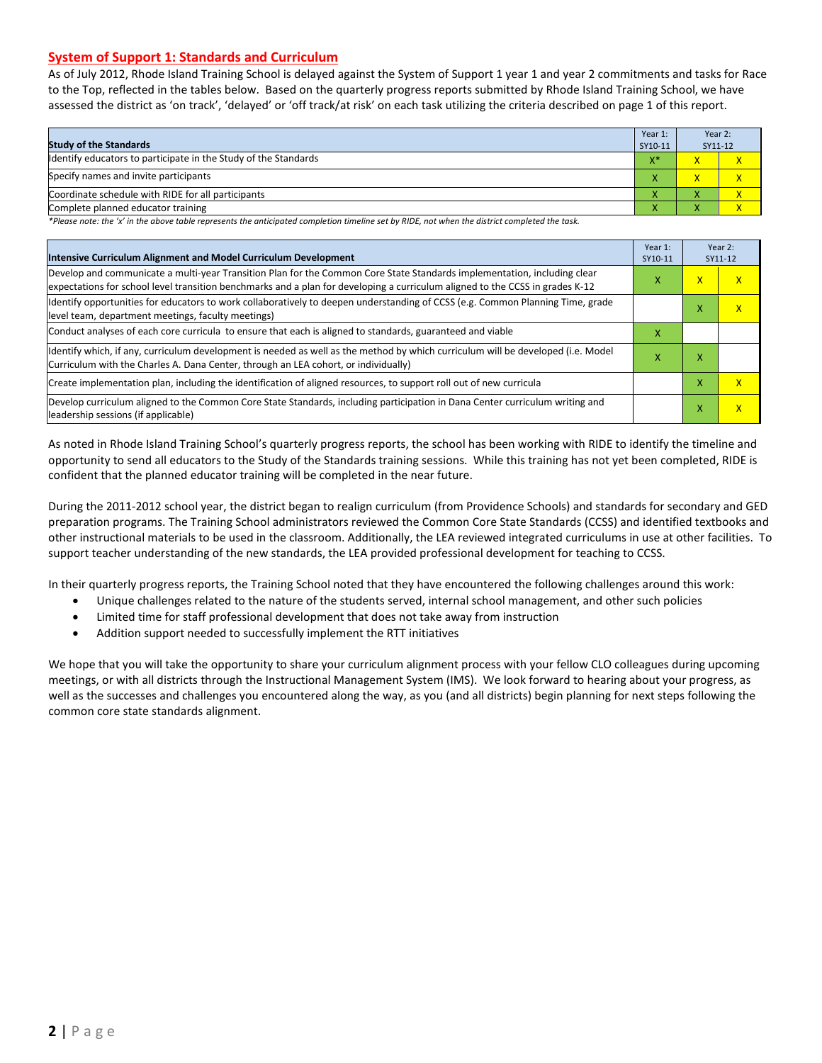## System of Support 1: Standards and Curriculum

As of July 2012, Rhode Island Training School is delayed against the System of Support 1 year 1 and year 2 commitments and tasks for Race to the Top, reflected in the tables below. Based on the quarterly progress reports submitted by Rhode Island Training School, we have assessed the district as 'on track', 'delayed' or 'off track/at risk' on each task utilizing the criteria described on page 1 of this report.

| Study of the Standards | Year 1: SY10-11 | Year 2: SY11-12 | |
|---|---|---|---|
| Identify educators to participate in the Study of the Standards | X* | X | X |
| Specify names and invite participants | X | X | X |
| Coordinate schedule with RIDE for all participants | X | X | X |
| Complete planned educator training | X | X | X |

*\*Please note: the 'x' in the above table represents the anticipated completion timeline set by RIDE, not when the district completed the task.*

| Intensive Curriculum Alignment and Model Curriculum Development | Year 1: SY10-11 | Year 2: SY11-12 | |
|---|---|---|---|
| Develop and communicate a multi-year Transition Plan for the Common Core State Standards implementation, including clear expectations for school level transition benchmarks and a plan for developing a curriculum aligned to the CCSS in grades K-12 | X | X | X |
| Identify opportunities for educators to work collaboratively to deepen understanding of CCSS (e.g. Common Planning Time, grade level team, department meetings, faculty meetings) | | X | X |
| Conduct analyses of each core curricula to ensure that each is aligned to standards, guaranteed and viable | X | | |
| Identify which, if any, curriculum development is needed as well as the method by which curriculum will be developed (i.e. Model Curriculum with the Charles A. Dana Center, through an LEA cohort, or individually) | X | X | |
| Create implementation plan, including the identification of aligned resources, to support roll out of new curricula | | X | X |
| Develop curriculum aligned to the Common Core State Standards, including participation in Dana Center curriculum writing and leadership sessions (if applicable) | | X | X |

As noted in Rhode Island Training School's quarterly progress reports, the school has been working with RIDE to identify the timeline and opportunity to send all educators to the Study of the Standards training sessions. While this training has not yet been completed, RIDE is confident that the planned educator training will be completed in the near future.

During the 2011-2012 school year, the district began to realign curriculum (from Providence Schools) and standards for secondary and GED preparation programs. The Training School administrators reviewed the Common Core State Standards (CCSS) and identified textbooks and other instructional materials to be used in the classroom. Additionally, the LEA reviewed integrated curriculums in use at other facilities. To support teacher understanding of the new standards, the LEA provided professional development for teaching to CCSS.

In their quarterly progress reports, the Training School noted that they have encountered the following challenges around this work:

- Unique challenges related to the nature of the students served, internal school management, and other such policies
- Limited time for staff professional development that does not take away from instruction
- Addition support needed to successfully implement the RTT initiatives

We hope that you will take the opportunity to share your curriculum alignment process with your fellow CLO colleagues during upcoming meetings, or with all districts through the Instructional Management System (IMS). We look forward to hearing about your progress, as well as the successes and challenges you encountered along the way, as you (and all districts) begin planning for next steps following the common core state standards alignment.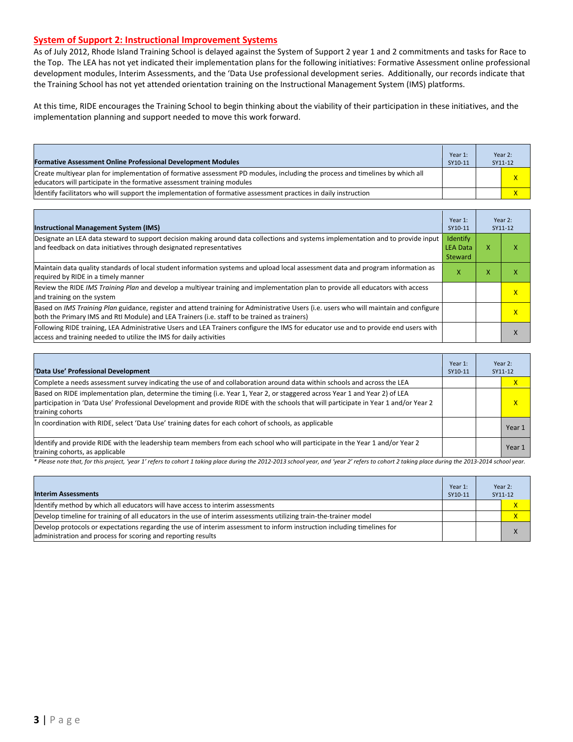## System of Support 2: Instructional Improvement Systems

As of July 2012, Rhode Island Training School is delayed against the System of Support 2 year 1 and 2 commitments and tasks for Race to the Top. The LEA has not yet indicated their implementation plans for the following initiatives: Formative Assessment online professional development modules, Interim Assessments, and the 'Data Use professional development series. Additionally, our records indicate that the Training School has not yet attended orientation training on the Instructional Management System (IMS) platforms.

At this time, RIDE encourages the Training School to begin thinking about the viability of their participation in these initiatives, and the implementation planning and support needed to move this work forward.

| Formative Assessment Online Professional Development Modules | Year 1: SY10-11 | Year 2: SY11-12 | |
|---|---|---|---|
| Create multiyear plan for implementation of formative assessment PD modules, including the process and timelines by which all educators will participate in the formative assessment training modules | | | X |
| Identify facilitators who will support the implementation of formative assessment practices in daily instruction | | | X |

| Instructional Management System (IMS) | Year 1: SY10-11 | Year 2: SY11-12 | |
|---|---|---|---|
| Designate an LEA data steward to support decision making around data collections and systems implementation and to provide input and feedback on data initiatives through designated representatives | Identify LEA Data Steward | X | X |
| Maintain data quality standards of local student information systems and upload local assessment data and program information as required by RIDE in a timely manner | X | X | X |
| Review the RIDE *IMS Training Plan* and develop a multiyear training and implementation plan to provide all educators with access and training on the system | | | X |
| Based on *IMS Training Plan* guidance, register and attend training for Administrative Users (i.e. users who will maintain and configure both the Primary IMS and RtI Module) and LEA Trainers (i.e. staff to be trained as trainers) | | | X |
| Following RIDE training, LEA Administrative Users and LEA Trainers configure the IMS for educator use and to provide end users with access and training needed to utilize the IMS for daily activities | | | X |

| 'Data Use' Professional Development | Year 1: SY10-11 | Year 2: SY11-12 | |
|---|---|---|---|
| Complete a needs assessment survey indicating the use of and collaboration around data within schools and across the LEA | | | X |
| Based on RIDE implementation plan, determine the timing (i.e. Year 1, Year 2, or staggered across Year 1 and Year 2) of LEA participation in 'Data Use' Professional Development and provide RIDE with the schools that will participate in Year 1 and/or Year 2 training cohorts | | | X |
| In coordination with RIDE, select 'Data Use' training dates for each cohort of schools, as applicable | | | Year 1 |
| Identify and provide RIDE with the leadership team members from each school who will participate in the Year 1 and/or Year 2 training cohorts, as applicable | | | Year 1 |

*\* Please note that, for this project, 'year 1' refers to cohort 1 taking place during the 2012-2013 school year, and 'year 2' refers to cohort 2 taking place during the 2013-2014 school year.*

| Interim Assessments | Year 1: SY10-11 | Year 2: SY11-12 | |
|---|---|---|---|
| Identify method by which all educators will have access to interim assessments | | | X |
| Develop timeline for training of all educators in the use of interim assessments utilizing train-the-trainer model | | | X |
| Develop protocols or expectations regarding the use of interim assessment to inform instruction including timelines for administration and process for scoring and reporting results | | | X |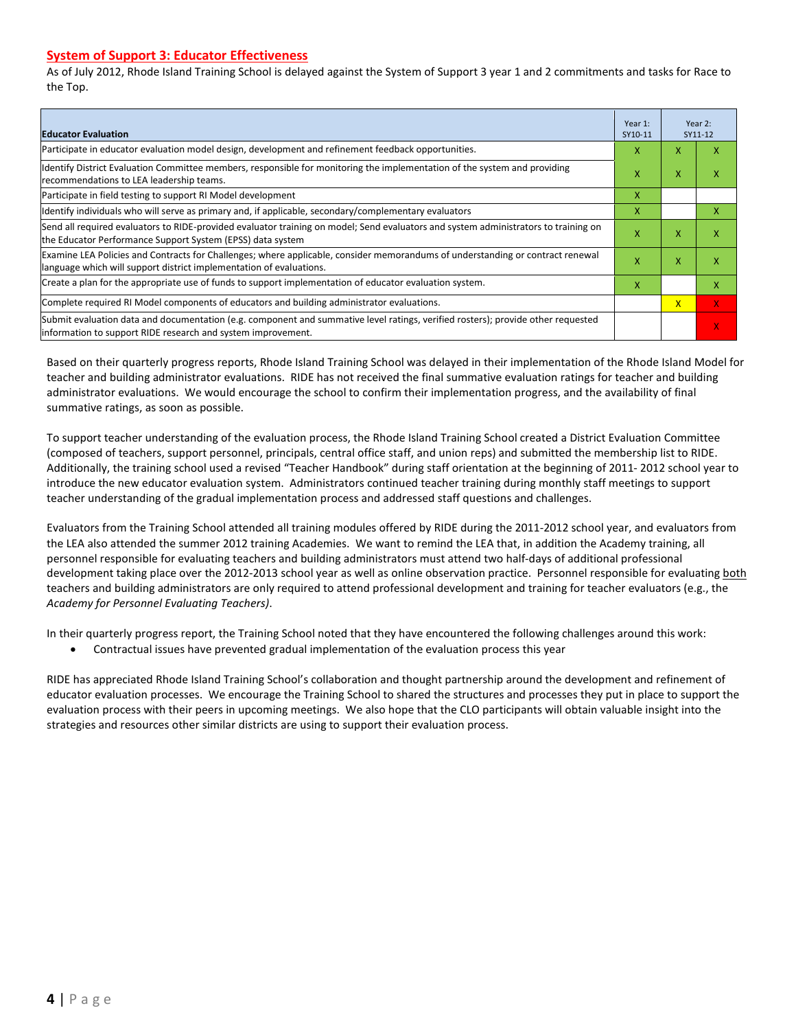## System of Support 3: Educator Effectiveness

As of July 2012, Rhode Island Training School is delayed against the System of Support 3 year 1 and 2 commitments and tasks for Race to the Top.

| Educator Evaluation | Year 1: SY10-11 | Year 2: SY11-12 | |
|---|---|---|---|
| Participate in educator evaluation model design, development and refinement feedback opportunities. | X | X | X |
| Identify District Evaluation Committee members, responsible for monitoring the implementation of the system and providing recommendations to LEA leadership teams. | X | X | X |
| Participate in field testing to support RI Model development | X | | |
| Identify individuals who will serve as primary and, if applicable, secondary/complementary evaluators | X | | X |
| Send all required evaluators to RIDE-provided evaluator training on model; Send evaluators and system administrators to training on the Educator Performance Support System (EPSS) data system | X | X | X |
| Examine LEA Policies and Contracts for Challenges; where applicable, consider memorandums of understanding or contract renewal language which will support district implementation of evaluations. | X | X | X |
| Create a plan for the appropriate use of funds to support implementation of educator evaluation system. | X | | X |
| Complete required RI Model components of educators and building administrator evaluations. | | X | X |
| Submit evaluation data and documentation (e.g. component and summative level ratings, verified rosters); provide other requested information to support RIDE research and system improvement. | | | X |

Based on their quarterly progress reports, Rhode Island Training School was delayed in their implementation of the Rhode Island Model for teacher and building administrator evaluations. RIDE has not received the final summative evaluation ratings for teacher and building administrator evaluations. We would encourage the school to confirm their implementation progress, and the availability of final summative ratings, as soon as possible.

To support teacher understanding of the evaluation process, the Rhode Island Training School created a District Evaluation Committee (composed of teachers, support personnel, principals, central office staff, and union reps) and submitted the membership list to RIDE. Additionally, the training school used a revised "Teacher Handbook" during staff orientation at the beginning of 2011- 2012 school year to introduce the new educator evaluation system. Administrators continued teacher training during monthly staff meetings to support teacher understanding of the gradual implementation process and addressed staff questions and challenges.

Evaluators from the Training School attended all training modules offered by RIDE during the 2011-2012 school year, and evaluators from the LEA also attended the summer 2012 training Academies. We want to remind the LEA that, in addition the Academy training, all personnel responsible for evaluating teachers and building administrators must attend two half-days of additional professional development taking place over the 2012-2013 school year as well as online observation practice. Personnel responsible for evaluating both teachers and building administrators are only required to attend professional development and training for teacher evaluators (e.g., the *Academy for Personnel Evaluating Teachers)*.

In their quarterly progress report, the Training School noted that they have encountered the following challenges around this work:

- Contractual issues have prevented gradual implementation of the evaluation process this year

RIDE has appreciated Rhode Island Training School's collaboration and thought partnership around the development and refinement of educator evaluation processes. We encourage the Training School to shared the structures and processes they put in place to support the evaluation process with their peers in upcoming meetings. We also hope that the CLO participants will obtain valuable insight into the strategies and resources other similar districts are using to support their evaluation process.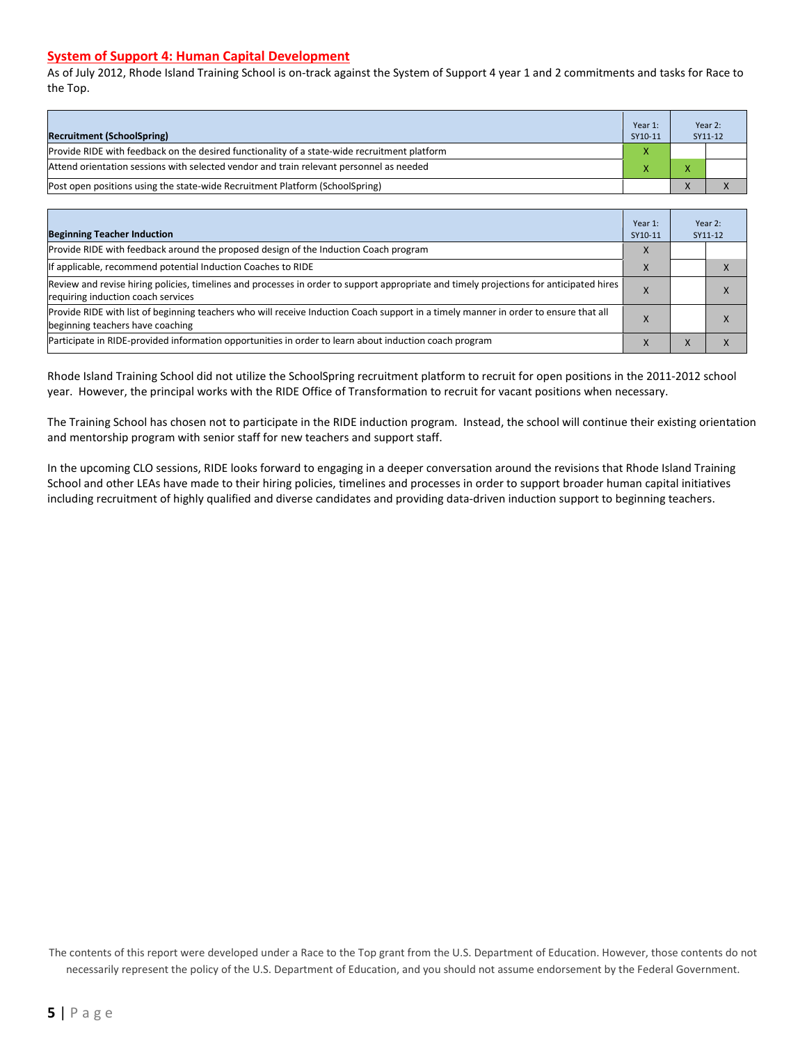## System of Support 4: Human Capital Development

As of July 2012, Rhode Island Training School is on-track against the System of Support 4 year 1 and 2 commitments and tasks for Race to the Top.

| Recruitment (SchoolSpring) | Year 1: SY10-11 | Year 2: SY11-12 | |
|---|---|---|---|
| Provide RIDE with feedback on the desired functionality of a state-wide recruitment platform | X | | |
| Attend orientation sessions with selected vendor and train relevant personnel as needed | X | X | |
| Post open positions using the state-wide Recruitment Platform (SchoolSpring) | | X | X |

| Beginning Teacher Induction | Year 1: SY10-11 | Year 2: SY11-12 | |
|---|---|---|---|
| Provide RIDE with feedback around the proposed design of the Induction Coach program | X | | |
| If applicable, recommend potential Induction Coaches to RIDE | X | | X |
| Review and revise hiring policies, timelines and processes in order to support appropriate and timely projections for anticipated hires requiring induction coach services | X | | X |
| Provide RIDE with list of beginning teachers who will receive Induction Coach support in a timely manner in order to ensure that all beginning teachers have coaching | X | | X |
| Participate in RIDE-provided information opportunities in order to learn about induction coach program | X | X | X |

Rhode Island Training School did not utilize the SchoolSpring recruitment platform to recruit for open positions in the 2011-2012 school year. However, the principal works with the RIDE Office of Transformation to recruit for vacant positions when necessary.

The Training School has chosen not to participate in the RIDE induction program. Instead, the school will continue their existing orientation and mentorship program with senior staff for new teachers and support staff.

In the upcoming CLO sessions, RIDE looks forward to engaging in a deeper conversation around the revisions that Rhode Island Training School and other LEAs have made to their hiring policies, timelines and processes in order to support broader human capital initiatives including recruitment of highly qualified and diverse candidates and providing data-driven induction support to beginning teachers.

The contents of this report were developed under a Race to the Top grant from the U.S. Department of Education. However, those contents do not necessarily represent the policy of the U.S. Department of Education, and you should not assume endorsement by the Federal Government.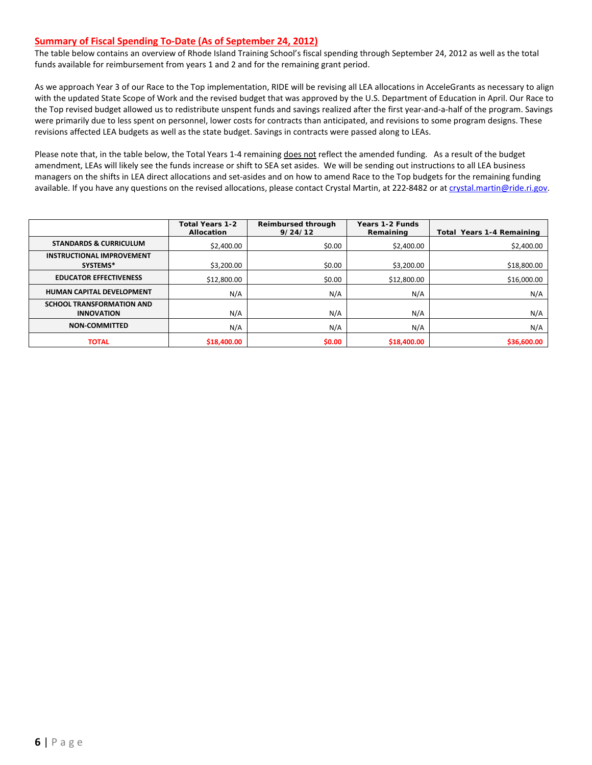## Summary of Fiscal Spending To-Date (As of September 24, 2012)

The table below contains an overview of Rhode Island Training School's fiscal spending through September 24, 2012 as well as the total funds available for reimbursement from years 1 and 2 and for the remaining grant period.

As we approach Year 3 of our Race to the Top implementation, RIDE will be revising all LEA allocations in AcceleGrants as necessary to align with the updated State Scope of Work and the revised budget that was approved by the U.S. Department of Education in April. Our Race to the Top revised budget allowed us to redistribute unspent funds and savings realized after the first year-and-a-half of the program. Savings were primarily due to less spent on personnel, lower costs for contracts than anticipated, and revisions to some program designs. These revisions affected LEA budgets as well as the state budget. Savings in contracts were passed along to LEAs.

Please note that, in the table below, the Total Years 1-4 remaining does not reflect the amended funding. As a result of the budget amendment, LEAs will likely see the funds increase or shift to SEA set asides. We will be sending out instructions to all LEA business managers on the shifts in LEA direct allocations and set-asides and on how to amend Race to the Top budgets for the remaining funding available. If you have any questions on the revised allocations, please contact Crystal Martin, at 222-8482 or at crystal.martin@ride.ri.gov.

| | Total Years 1-2 Allocation | Reimbursed through 9/24/12 | Years 1-2 Funds Remaining | Total Years 1-4 Remaining |
|---|---|---|---|---|
| **STANDARDS & CURRICULUM** | $2,400.00 | $0.00 | $2,400.00 | $2,400.00 |
| **INSTRUCTIONAL IMPROVEMENT SYSTEMS*** | $3,200.00 | $0.00 | $3,200.00 | $18,800.00 |
| **EDUCATOR EFFECTIVENESS** | $12,800.00 | $0.00 | $12,800.00 | $16,000.00 |
| **HUMAN CAPITAL DEVELOPMENT** | N/A | N/A | N/A | N/A |
| **SCHOOL TRANSFORMATION AND INNOVATION** | N/A | N/A | N/A | N/A |
| **NON-COMMITTED** | N/A | N/A | N/A | N/A |
| **TOTAL** | **$18,400.00** | **$0.00** | **$18,400.00** | **$36,600.00** |